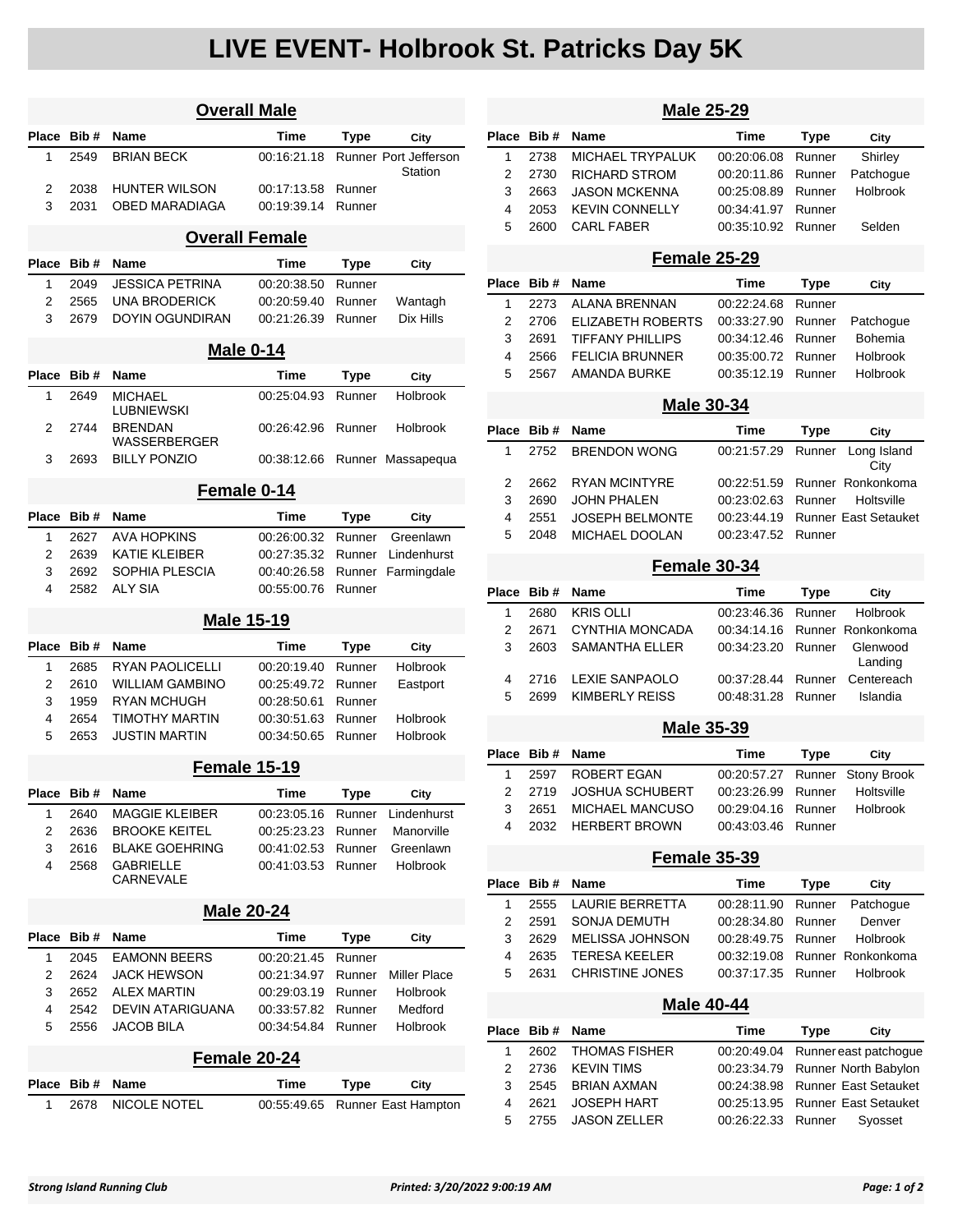# LIVE EVENT- Holbrook St. Patricks Day 5K

## Overall Male

| Place | Bib # | Name | Time | Type | City |
|---|---|---|---|---|---|
| 1 | 2549 | BRIAN BECK | 00:16:21.18 | Runner | Port Jefferson Station |
| 2 | 2038 | HUNTER WILSON | 00:17:13.58 | Runner | |
| 3 | 2031 | OBED MARADIAGA | 00:19:39.14 | Runner | |

## Overall Female

| Place | Bib # | Name | Time | Type | City |
|---|---|---|---|---|---|
| 1 | 2049 | JESSICA PETRINA | 00:20:38.50 | Runner | |
| 2 | 2565 | UNA BRODERICK | 00:20:59.40 | Runner | Wantagh |
| 3 | 2679 | DOYIN OGUNDIRAN | 00:21:26.39 | Runner | Dix Hills |

## Male 0-14

| Place | Bib # | Name | Time | Type | City |
|---|---|---|---|---|---|
| 1 | 2649 | MICHAEL LUBNIEWSKI | 00:25:04.93 | Runner | Holbrook |
| 2 | 2744 | BRENDAN WASSERBERGER | 00:26:42.96 | Runner | Holbrook |
| 3 | 2693 | BILLY PONZIO | 00:38:12.66 | Runner | Massapequa |

## Female 0-14

| Place | Bib # | Name | Time | Type | City |
|---|---|---|---|---|---|
| 1 | 2627 | AVA HOPKINS | 00:26:00.32 | Runner | Greenlawn |
| 2 | 2639 | KATIE KLEIBER | 00:27:35.32 | Runner | Lindenhurst |
| 3 | 2692 | SOPHIA PLESCIA | 00:40:26.58 | Runner | Farmingdale |
| 4 | 2582 | ALY SIA | 00:55:00.76 | Runner | |

## Male 15-19

| Place | Bib # | Name | Time | Type | City |
|---|---|---|---|---|---|
| 1 | 2685 | RYAN PAOLICELLI | 00:20:19.40 | Runner | Holbrook |
| 2 | 2610 | WILLIAM GAMBINO | 00:25:49.72 | Runner | Eastport |
| 3 | 1959 | RYAN MCHUGH | 00:28:50.61 | Runner | |
| 4 | 2654 | TIMOTHY MARTIN | 00:30:51.63 | Runner | Holbrook |
| 5 | 2653 | JUSTIN MARTIN | 00:34:50.65 | Runner | Holbrook |

## Female 15-19

| Place | Bib # | Name | Time | Type | City |
|---|---|---|---|---|---|
| 1 | 2640 | MAGGIE KLEIBER | 00:23:05.16 | Runner | Lindenhurst |
| 2 | 2636 | BROOKE KEITEL | 00:25:23.23 | Runner | Manorville |
| 3 | 2616 | BLAKE GOEHRING | 00:41:02.53 | Runner | Greenlawn |
| 4 | 2568 | GABRIELLE CARNEVALE | 00:41:03.53 | Runner | Holbrook |

## Male 20-24

| Place | Bib # | Name | Time | Type | City |
|---|---|---|---|---|---|
| 1 | 2045 | EAMONN BEERS | 00:20:21.45 | Runner | |
| 2 | 2624 | JACK HEWSON | 00:21:34.97 | Runner | Miller Place |
| 3 | 2652 | ALEX MARTIN | 00:29:03.19 | Runner | Holbrook |
| 4 | 2542 | DEVIN ATARIGUANA | 00:33:57.82 | Runner | Medford |
| 5 | 2556 | JACOB BILA | 00:34:54.84 | Runner | Holbrook |

## Female 20-24

| Place | Bib # | Name | Time | Type | City |
|---|---|---|---|---|---|
| 1 | 2678 | NICOLE NOTEL | 00:55:49.65 | Runner | East Hampton |

## Male 25-29

| Place | Bib # | Name | Time | Type | City |
|---|---|---|---|---|---|
| 1 | 2738 | MICHAEL TRYPALUK | 00:20:06.08 | Runner | Shirley |
| 2 | 2730 | RICHARD STROM | 00:20:11.86 | Runner | Patchogue |
| 3 | 2663 | JASON MCKENNA | 00:25:08.89 | Runner | Holbrook |
| 4 | 2053 | KEVIN CONNELLY | 00:34:41.97 | Runner | |
| 5 | 2600 | CARL FABER | 00:35:10.92 | Runner | Selden |

## Female 25-29

| Place | Bib # | Name | Time | Type | City |
|---|---|---|---|---|---|
| 1 | 2273 | ALANA BRENNAN | 00:22:24.68 | Runner | |
| 2 | 2706 | ELIZABETH ROBERTS | 00:33:27.90 | Runner | Patchogue |
| 3 | 2691 | TIFFANY PHILLIPS | 00:34:12.46 | Runner | Bohemia |
| 4 | 2566 | FELICIA BRUNNER | 00:35:00.72 | Runner | Holbrook |
| 5 | 2567 | AMANDA BURKE | 00:35:12.19 | Runner | Holbrook |

## Male 30-34

| Place | Bib # | Name | Time | Type | City |
|---|---|---|---|---|---|
| 1 | 2752 | BRENDON WONG | 00:21:57.29 | Runner | Long Island City |
| 2 | 2662 | RYAN MCINTYRE | 00:22:51.59 | Runner | Ronkonkoma |
| 3 | 2690 | JOHN PHALEN | 00:23:02.63 | Runner | Holtsville |
| 4 | 2551 | JOSEPH BELMONTE | 00:23:44.19 | Runner | East Setauket |
| 5 | 2048 | MICHAEL DOOLAN | 00:23:47.52 | Runner | |

## Female 30-34

| Place | Bib # | Name | Time | Type | City |
|---|---|---|---|---|---|
| 1 | 2680 | KRIS OLLI | 00:23:46.36 | Runner | Holbrook |
| 2 | 2671 | CYNTHIA MONCADA | 00:34:14.16 | Runner | Ronkonkoma |
| 3 | 2603 | SAMANTHA ELLER | 00:34:23.20 | Runner | Glenwood Landing |
| 4 | 2716 | LEXIE SANPAOLO | 00:37:28.44 | Runner | Centereach |
| 5 | 2699 | KIMBERLY REISS | 00:48:31.28 | Runner | Islandia |

## Male 35-39

| Place | Bib # | Name | Time | Type | City |
|---|---|---|---|---|---|
| 1 | 2597 | ROBERT EGAN | 00:20:57.27 | Runner | Stony Brook |
| 2 | 2719 | JOSHUA SCHUBERT | 00:23:26.99 | Runner | Holtsville |
| 3 | 2651 | MICHAEL MANCUSO | 00:29:04.16 | Runner | Holbrook |
| 4 | 2032 | HERBERT BROWN | 00:43:03.46 | Runner | |

## Female 35-39

| Place | Bib # | Name | Time | Type | City |
|---|---|---|---|---|---|
| 1 | 2555 | LAURIE BERRETTA | 00:28:11.90 | Runner | Patchogue |
| 2 | 2591 | SONJA DEMUTH | 00:28:34.80 | Runner | Denver |
| 3 | 2629 | MELISSA JOHNSON | 00:28:49.75 | Runner | Holbrook |
| 4 | 2635 | TERESA KEELER | 00:32:19.08 | Runner | Ronkonkoma |
| 5 | 2631 | CHRISTINE JONES | 00:37:17.35 | Runner | Holbrook |

## Male 40-44

| Place | Bib # | Name | Time | Type | City |
|---|---|---|---|---|---|
| 1 | 2602 | THOMAS FISHER | 00:20:49.04 | Runner | east patchogue |
| 2 | 2736 | KEVIN TIMS | 00:23:34.79 | Runner | North Babylon |
| 3 | 2545 | BRIAN AXMAN | 00:24:38.98 | Runner | East Setauket |
| 4 | 2621 | JOSEPH HART | 00:25:13.95 | Runner | East Setauket |
| 5 | 2755 | JASON ZELLER | 00:26:22.33 | Runner | Syosset |

*Strong Island Running Club* *Printed: 3/20/2022 9:00:19 AM*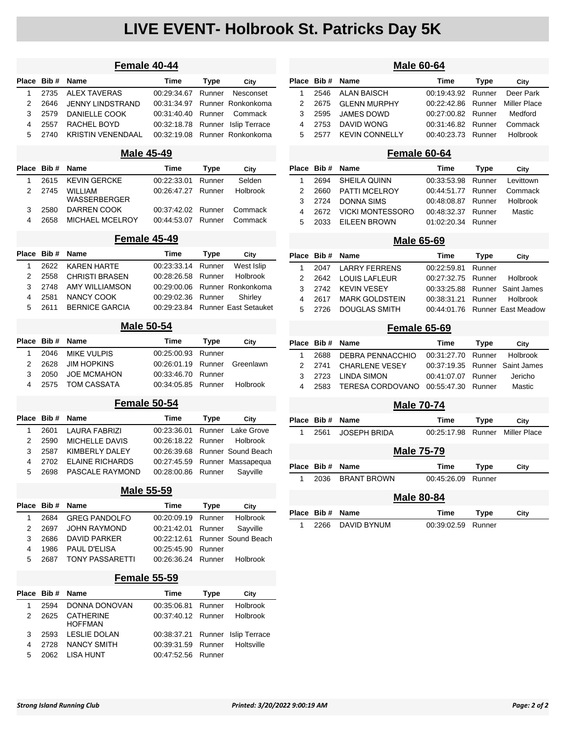# LIVE EVENT- Holbrook St. Patricks Day 5K

## Female 40-44

| Place | Bib # | Name | Time | Type | City |
|---|---|---|---|---|---|
| 1 | 2735 | ALEX TAVERAS | 00:29:34.67 | Runner | Nesconset |
| 2 | 2646 | JENNY LINDSTRAND | 00:31:34.97 | Runner | Ronkonkoma |
| 3 | 2579 | DANIELLE COOK | 00:31:40.40 | Runner | Commack |
| 4 | 2557 | RACHEL BOYD | 00:32:18.78 | Runner | Islip Terrace |
| 5 | 2740 | KRISTIN VENENDAAL | 00:32:19.08 | Runner | Ronkonkoma |

## Male 45-49

| Place | Bib # | Name | Time | Type | City |
|---|---|---|---|---|---|
| 1 | 2615 | KEVIN GERCKE | 00:22:33.01 | Runner | Selden |
| 2 | 2745 | WILLIAM WASSERBERGER | 00:26:47.27 | Runner | Holbrook |
| 3 | 2580 | DARREN COOK | 00:37:42.02 | Runner | Commack |
| 4 | 2658 | MICHAEL MCELROY | 00:44:53.07 | Runner | Commack |

## Female 45-49

| Place | Bib # | Name | Time | Type | City |
|---|---|---|---|---|---|
| 1 | 2622 | KAREN HARTE | 00:23:33.14 | Runner | West Islip |
| 2 | 2558 | CHRISTI BRASEN | 00:28:26.58 | Runner | Holbrook |
| 3 | 2748 | AMY WILLIAMSON | 00:29:00.06 | Runner | Ronkonkoma |
| 4 | 2581 | NANCY COOK | 00:29:02.36 | Runner | Shirley |
| 5 | 2611 | BERNICE GARCIA | 00:29:23.84 | Runner | East Setauket |

## Male 50-54

| Place | Bib # | Name | Time | Type | City |
|---|---|---|---|---|---|
| 1 | 2046 | MIKE VULPIS | 00:25:00.93 | Runner | |
| 2 | 2628 | JIM HOPKINS | 00:26:01.19 | Runner | Greenlawn |
| 3 | 2050 | JOE MCMAHON | 00:33:46.70 | Runner | |
| 4 | 2575 | TOM CASSATA | 00:34:05.85 | Runner | Holbrook |

## Female 50-54

| Place | Bib # | Name | Time | Type | City |
|---|---|---|---|---|---|
| 1 | 2601 | LAURA FABRIZI | 00:23:36.01 | Runner | Lake Grove |
| 2 | 2590 | MICHELLE DAVIS | 00:26:18.22 | Runner | Holbrook |
| 3 | 2587 | KIMBERLY DALEY | 00:26:39.68 | Runner | Sound Beach |
| 4 | 2702 | ELAINE RICHARDS | 00:27:45.59 | Runner | Massapequa |
| 5 | 2698 | PASCALE RAYMOND | 00:28:00.86 | Runner | Sayville |

## Male 55-59

| Place | Bib # | Name | Time | Type | City |
|---|---|---|---|---|---|
| 1 | 2684 | GREG PANDOLFO | 00:20:09.19 | Runner | Holbrook |
| 2 | 2697 | JOHN RAYMOND | 00:21:42.01 | Runner | Sayville |
| 3 | 2686 | DAVID PARKER | 00:22:12.61 | Runner | Sound Beach |
| 4 | 1986 | PAUL D'ELISA | 00:25:45.90 | Runner | |
| 5 | 2687 | TONY PASSARETTI | 00:26:36.24 | Runner | Holbrook |

## Female 55-59

| Place | Bib # | Name | Time | Type | City |
|---|---|---|---|---|---|
| 1 | 2594 | DONNA DONOVAN | 00:35:06.81 | Runner | Holbrook |
| 2 | 2625 | CATHERINE HOFFMAN | 00:37:40.12 | Runner | Holbrook |
| 3 | 2593 | LESLIE DOLAN | 00:38:37.21 | Runner | Islip Terrace |
| 4 | 2728 | NANCY SMITH | 00:39:31.59 | Runner | Holtsville |
| 5 | 2062 | LISA HUNT | 00:47:52.56 | Runner | |

## Male 60-64

| Place | Bib # | Name | Time | Type | City |
|---|---|---|---|---|---|
| 1 | 2546 | ALAN BAISCH | 00:19:43.92 | Runner | Deer Park |
| 2 | 2675 | GLENN MURPHY | 00:22:42.86 | Runner | Miller Place |
| 3 | 2595 | JAMES DOWD | 00:27:00.82 | Runner | Medford |
| 4 | 2753 | DAVID WONG | 00:31:46.82 | Runner | Commack |
| 5 | 2577 | KEVIN CONNELLY | 00:40:23.73 | Runner | Holbrook |

## Female 60-64

| Place | Bib # | Name | Time | Type | City |
|---|---|---|---|---|---|
| 1 | 2694 | SHEILA QUINN | 00:33:53.98 | Runner | Levittown |
| 2 | 2660 | PATTI MCELROY | 00:44:51.77 | Runner | Commack |
| 3 | 2724 | DONNA SIMS | 00:48:08.87 | Runner | Holbrook |
| 4 | 2672 | VICKI MONTESSORO | 00:48:32.37 | Runner | Mastic |
| 5 | 2033 | EILEEN BROWN | 01:02:20.34 | Runner | |

## Male 65-69

| Place | Bib # | Name | Time | Type | City |
|---|---|---|---|---|---|
| 1 | 2047 | LARRY FERRENS | 00:22:59.81 | Runner | |
| 2 | 2642 | LOUIS LAFLEUR | 00:27:32.75 | Runner | Holbrook |
| 3 | 2742 | KEVIN VESEY | 00:33:25.88 | Runner | Saint James |
| 4 | 2617 | MARK GOLDSTEIN | 00:38:31.21 | Runner | Holbrook |
| 5 | 2726 | DOUGLAS SMITH | 00:44:01.76 | Runner | East Meadow |

## Female 65-69

| Place | Bib # | Name | Time | Type | City |
|---|---|---|---|---|---|
| 1 | 2688 | DEBRA PENNACCHIO | 00:31:27.70 | Runner | Holbrook |
| 2 | 2741 | CHARLENE VESEY | 00:37:19.35 | Runner | Saint James |
| 3 | 2723 | LINDA SIMON | 00:41:07.07 | Runner | Jericho |
| 4 | 2583 | TERESA CORDOVANO | 00:55:47.30 | Runner | Mastic |

## Male 70-74

| Place | Bib # | Name | Time | Type | City |
|---|---|---|---|---|---|
| 1 | 2561 | JOSEPH BRIDA | 00:25:17.98 | Runner | Miller Place |

## Male 75-79

| Place | Bib # | Name | Time | Type | City |
|---|---|---|---|---|---|
| 1 | 2036 | BRANT BROWN | 00:45:26.09 | Runner | |

## Male 80-84

| Place | Bib # | Name | Time | Type | City |
|---|---|---|---|---|---|
| 1 | 2266 | DAVID BYNUM | 00:39:02.59 | Runner | |

*Strong Island Running Club* *Printed: 3/20/2022 9:00:19 AM*